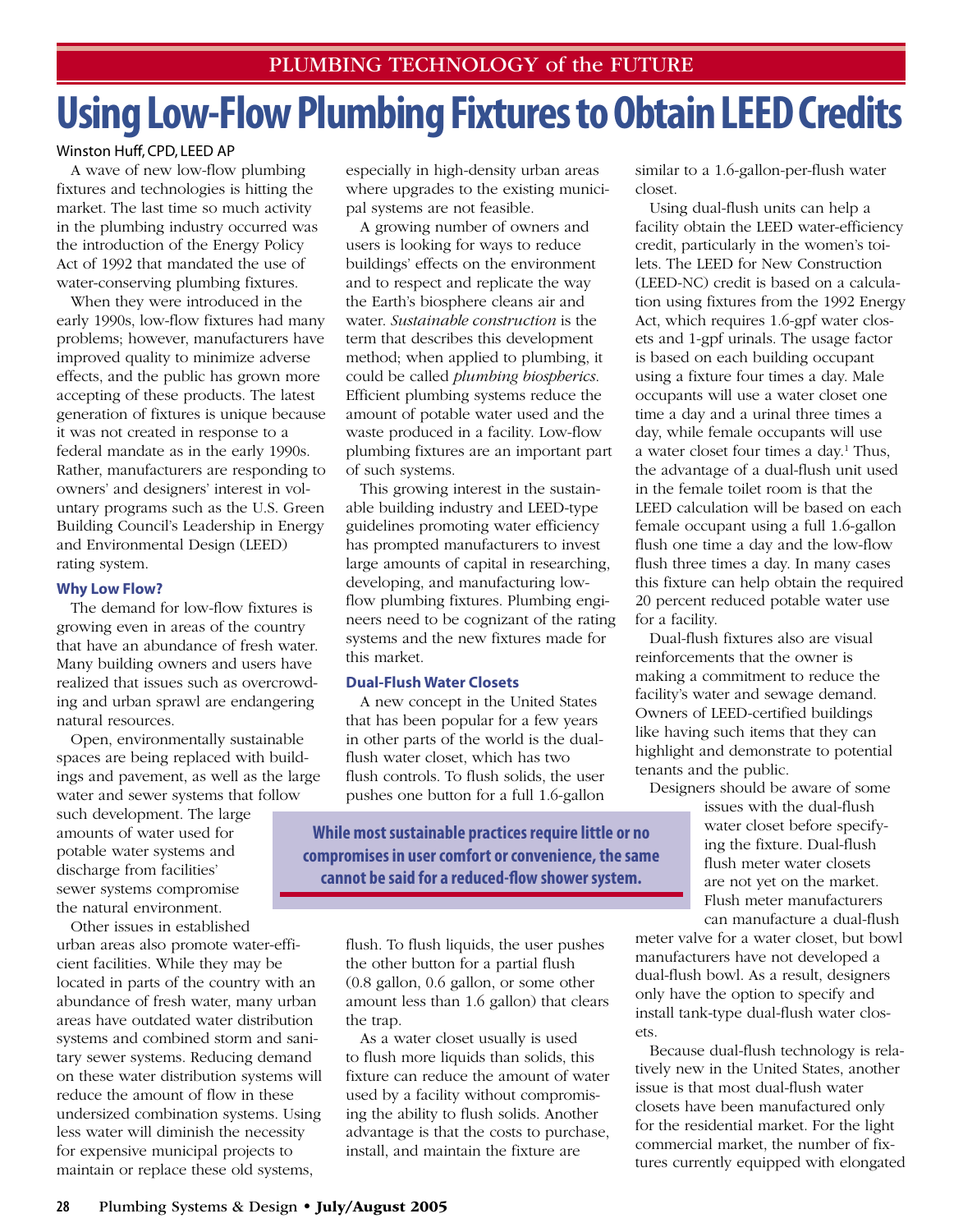PLUMBING TECHNOLOGY of the FUTURE

# Using Low-Flow Plumbing Fixtures to Obtain LEED Credits

Winston Huff, CPD, LEED AP

A wave of new low-flow plumbing fixtures and technologies is hitting the market. The last time so much activity in the plumbing industry occurred was the introduction of the Energy Policy Act of 1992 that mandated the use of water-conserving plumbing fixtures.

When they were introduced in the early 1990s, low-flow fixtures had many problems; however, manufacturers have improved quality to minimize adverse effects, and the public has grown more accepting of these products. The latest generation of fixtures is unique because it was not created in response to a federal mandate as in the early 1990s. Rather, manufacturers are responding to owners' and designers' interest in voluntary programs such as the U.S. Green Building Council's Leadership in Energy and Environmental Design (LEED) rating system.

### Why Low Flow?

The demand for low-flow fixtures is growing even in areas of the country that have an abundance of fresh water. Many building owners and users have realized that issues such as overcrowding and urban sprawl are endangering natural resources.

Open, environmentally sustainable spaces are being replaced with buildings and pavement, as well as the large water and sewer systems that follow such development. The large amounts of water used for potable water systems and discharge from facilities' sewer systems compromise the natural environment.

Other issues in established urban areas also promote water-efficient facilities. While they may be located in parts of the country with an abundance of fresh water, many urban areas have outdated water distribution systems and combined storm and sanitary sewer systems. Reducing demand on these water distribution systems will reduce the amount of flow in these undersized combination systems. Using less water will diminish the necessity for expensive municipal projects to maintain or replace these old systems, especially in high-density urban areas where upgrades to the existing municipal systems are not feasible.

A growing number of owners and users is looking for ways to reduce buildings' effects on the environment and to respect and replicate the way the Earth's biosphere cleans air and water. *Sustainable construction* is the term that describes this development method; when applied to plumbing, it could be called *plumbing biospherics*. Efficient plumbing systems reduce the amount of potable water used and the waste produced in a facility. Low-flow plumbing fixtures are an important part of such systems.

This growing interest in the sustainable building industry and LEED-type guidelines promoting water efficiency has prompted manufacturers to invest large amounts of capital in researching, developing, and manufacturing low-flow plumbing fixtures. Plumbing engineers need to be cognizant of the rating systems and the new fixtures made for this market.

### Dual-Flush Water Closets

A new concept in the United States that has been popular for a few years in other parts of the world is the dual-flush water closet, which has two flush controls. To flush solids, the user pushes one button for a full 1.6-gallon flush. To flush liquids, the user pushes the other button for a partial flush (0.8 gallon, 0.6 gallon, or some other amount less than 1.6 gallon) that clears the trap.

**While most sustainable practices require little or no compromises in user comfort or convenience, the same cannot be said for a reduced-flow shower system.**

As a water closet usually is used to flush more liquids than solids, this fixture can reduce the amount of water used by a facility without compromising the ability to flush solids. Another advantage is that the costs to purchase, install, and maintain the fixture are similar to a 1.6-gallon-per-flush water closet.

Using dual-flush units can help a facility obtain the LEED water-efficiency credit, particularly in the women's toilets. The LEED for New Construction (LEED-NC) credit is based on a calculation using fixtures from the 1992 Energy Act, which requires 1.6-gpf water closets and 1-gpf urinals. The usage factor is based on each building occupant using a fixture four times a day. Male occupants will use a water closet one time a day and a urinal three times a day, while female occupants will use a water closet four times a day.[1] Thus, the advantage of a dual-flush unit used in the female toilet room is that the LEED calculation will be based on each female occupant using a full 1.6-gallon flush one time a day and the low-flow flush three times a day. In many cases this fixture can help obtain the required 20 percent reduced potable water use for a facility.

Dual-flush fixtures also are visual reinforcements that the owner is making a commitment to reduce the facility's water and sewage demand. Owners of LEED-certified buildings like having such items that they can highlight and demonstrate to potential tenants and the public.

Designers should be aware of some issues with the dual-flush water closet before specifying the fixture. Dual-flush flush meter water closets are not yet on the market. Flush meter manufacturers can manufacture a dual-flush meter valve for a water closet, but bowl manufacturers have not developed a dual-flush bowl. As a result, designers only have the option to specify and install tank-type dual-flush water closets.

Because dual-flush technology is relatively new in the United States, another issue is that most dual-flush water closets have been manufactured only for the residential market. For the light commercial market, the number of fixtures currently equipped with elongated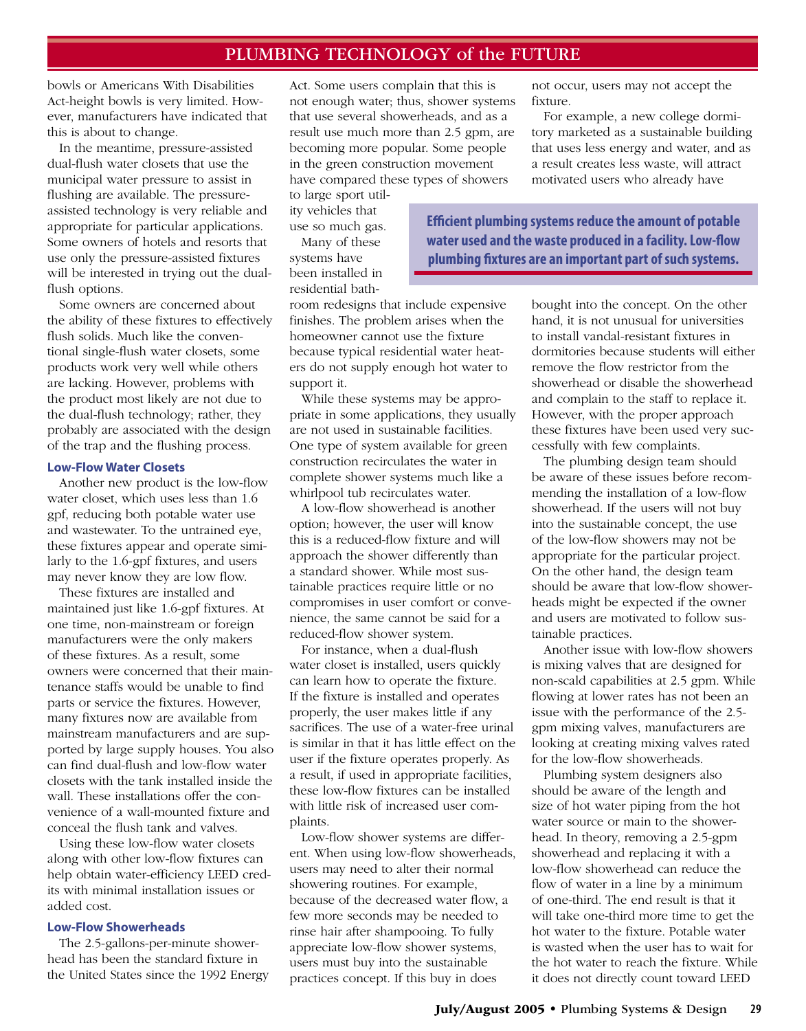bowls or Americans With Disabilities Act-height bowls is very limited. However, manufacturers have indicated that this is about to change.

In the meantime, pressure-assisted dual-flush water closets that use the municipal water pressure to assist in flushing are available. The pressure-assisted technology is very reliable and appropriate for particular applications. Some owners of hotels and resorts that use only the pressure-assisted fixtures will be interested in trying out the dual-flush options.

Some owners are concerned about the ability of these fixtures to effectively flush solids. Much like the conventional single-flush water closets, some products work very well while others are lacking. However, problems with the product most likely are not due to the dual-flush technology; rather, they probably are associated with the design of the trap and the flushing process.

### Low-Flow Water Closets

Another new product is the low-flow water closet, which uses less than 1.6 gpf, reducing both potable water use and wastewater. To the untrained eye, these fixtures appear and operate similarly to the 1.6-gpf fixtures, and users may never know they are low flow.

These fixtures are installed and maintained just like 1.6-gpf fixtures. At one time, non-mainstream or foreign manufacturers were the only makers of these fixtures. As a result, some owners were concerned that their maintenance staffs would be unable to find parts or service the fixtures. However, many fixtures now are available from mainstream manufacturers and are supported by large supply houses. You also can find dual-flush and low-flow water closets with the tank installed inside the wall. These installations offer the convenience of a wall-mounted fixture and conceal the flush tank and valves.

Using these low-flow water closets along with other low-flow fixtures can help obtain water-efficiency LEED credits with minimal installation issues or added cost.

### Low-Flow Showerheads

The 2.5-gallons-per-minute showerhead has been the standard fixture in the United States since the 1992 Energy Act. Some users complain that this is not enough water; thus, shower systems that use several showerheads, and as a result use much more than 2.5 gpm, are becoming more popular. Some people in the green construction movement have compared these types of showers to large sport utility vehicles that use so much gas.

Many of these systems have been installed in residential bathroom redesigns that include expensive finishes. The problem arises when the homeowner cannot use the fixture because typical residential water heaters do not supply enough hot water to support it.

While these systems may be appropriate in some applications, they usually are not used in sustainable facilities. One type of system available for green construction recirculates the water in complete shower systems much like a whirlpool tub recirculates water.

A low-flow showerhead is another option; however, the user will know this is a reduced-flow fixture and will approach the shower differently than a standard shower. While most sustainable practices require little or no compromises in user comfort or convenience, the same cannot be said for a reduced-flow shower system.

For instance, when a dual-flush water closet is installed, users quickly can learn how to operate the fixture. If the fixture is installed and operates properly, the user makes little if any sacrifices. The use of a water-free urinal is similar in that it has little effect on the user if the fixture operates properly. As a result, if used in appropriate facilities, these low-flow fixtures can be installed with little risk of increased user complaints.

Low-flow shower systems are different. When using low-flow showerheads, users may need to alter their normal showering routines. For example, because of the decreased water flow, a few more seconds may be needed to rinse hair after shampooing. To fully appreciate low-flow shower systems, users must buy into the sustainable practices concept. If this buy in does not occur, users may not accept the fixture.

For example, a new college dormitory marketed as a sustainable building that uses less energy and water, and as a result creates less waste, will attract motivated users who already have bought into the concept. On the other hand, it is not unusual for universities to install vandal-resistant fixtures in dormitories because students will either remove the flow restrictor from the showerhead or disable the showerhead and complain to the staff to replace it. However, with the proper approach these fixtures have been used very successfully with few complaints.

> **Efficient plumbing systems reduce the amount of potable water used and the waste produced in a facility. Low-flow plumbing fixtures are an important part of such systems.**

The plumbing design team should be aware of these issues before recommending the installation of a low-flow showerhead. If the users will not buy into the sustainable concept, the use of the low-flow showers may not be appropriate for the particular project. On the other hand, the design team should be aware that low-flow showerheads might be expected if the owner and users are motivated to follow sustainable practices.

Another issue with low-flow showers is mixing valves that are designed for non-scald capabilities at 2.5 gpm. While flowing at lower rates has not been an issue with the performance of the 2.5-gpm mixing valves, manufacturers are looking at creating mixing valves rated for the low-flow showerheads.

Plumbing system designers also should be aware of the length and size of hot water piping from the hot water source or main to the showerhead. In theory, removing a 2.5-gpm showerhead and replacing it with a low-flow showerhead can reduce the flow of water in a line by a minimum of one-third. The end result is that it will take one-third more time to get the hot water to the fixture. Potable water is wasted when the user has to wait for the hot water to reach the fixture. While it does not directly count toward LEED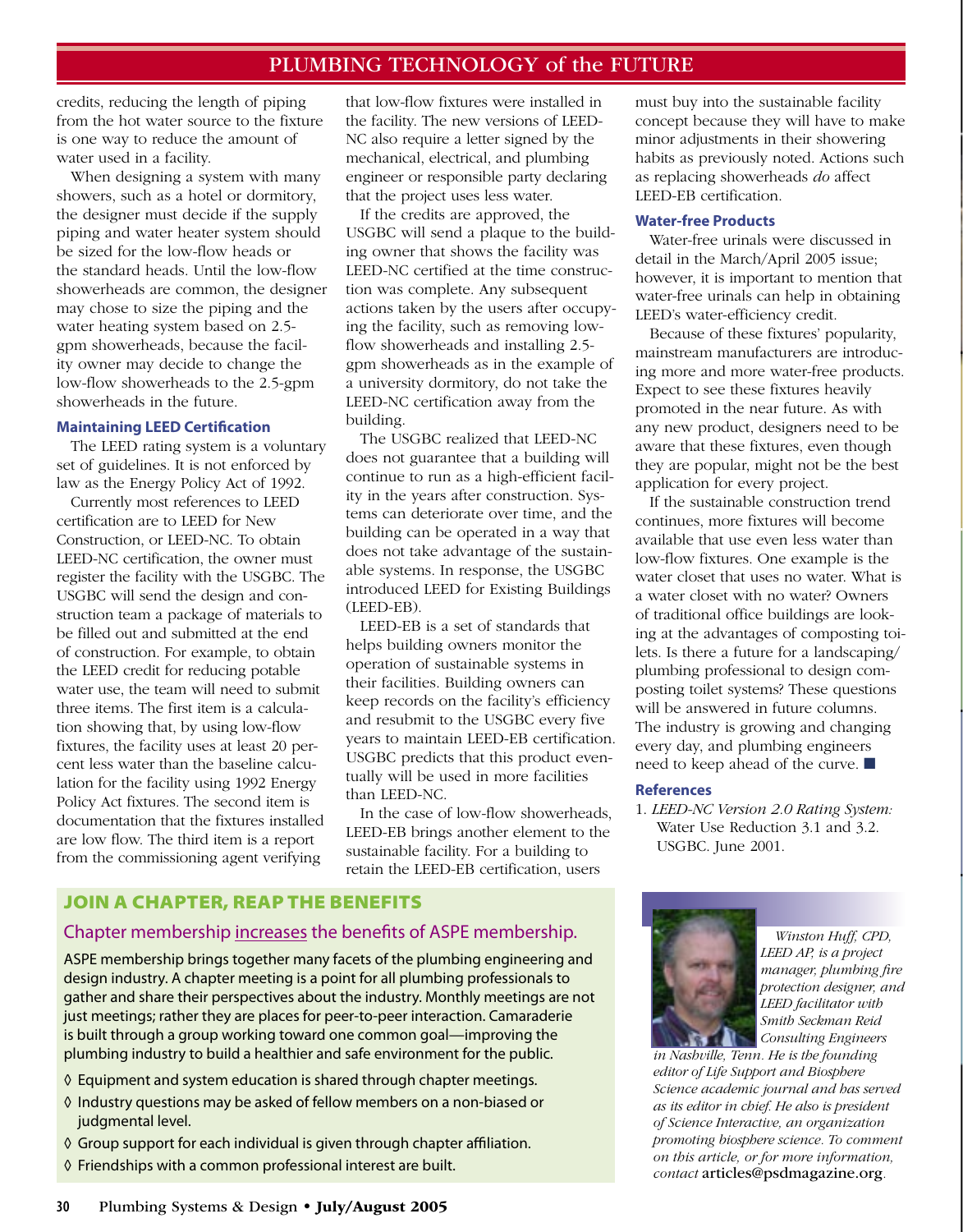credits, reducing the length of piping from the hot water source to the fixture is one way to reduce the amount of water used in a facility.

When designing a system with many showers, such as a hotel or dormitory, the designer must decide if the supply piping and water heater system should be sized for the low-flow heads or the standard heads. Until the low-flow showerheads are common, the designer may chose to size the piping and the water heating system based on 2.5-gpm showerheads, because the facility owner may decide to change the low-flow showerheads to the 2.5-gpm showerheads in the future.

### Maintaining LEED Certification

The LEED rating system is a voluntary set of guidelines. It is not enforced by law as the Energy Policy Act of 1992.

Currently most references to LEED certification are to LEED for New Construction, or LEED-NC. To obtain LEED-NC certification, the owner must register the facility with the USGBC. The USGBC will send the design and construction team a package of materials to be filled out and submitted at the end of construction. For example, to obtain the LEED credit for reducing potable water use, the team will need to submit three items. The first item is a calculation showing that, by using low-flow fixtures, the facility uses at least 20 percent less water than the baseline calculation for the facility using 1992 Energy Policy Act fixtures. The second item is documentation that the fixtures installed are low flow. The third item is a report from the commissioning agent verifying that low-flow fixtures were installed in the facility. The new versions of LEED-NC also require a letter signed by the mechanical, electrical, and plumbing engineer or responsible party declaring that the project uses less water.

If the credits are approved, the USGBC will send a plaque to the building owner that shows the facility was LEED-NC certified at the time construction was complete. Any subsequent actions taken by the users after occupying the facility, such as removing low-flow showerheads and installing 2.5-gpm showerheads as in the example of a university dormitory, do not take the LEED-NC certification away from the building.

The USGBC realized that LEED-NC does not guarantee that a building will continue to run as a high-efficient facility in the years after construction. Systems can deteriorate over time, and the building can be operated in a way that does not take advantage of the sustainable systems. In response, the USGBC introduced LEED for Existing Buildings (LEED-EB).

LEED-EB is a set of standards that helps building owners monitor the operation of sustainable systems in their facilities. Building owners can keep records on the facility's efficiency and resubmit to the USGBC every five years to maintain LEED-EB certification. USGBC predicts that this product eventually will be used in more facilities than LEED-NC.

In the case of low-flow showerheads, LEED-EB brings another element to the sustainable facility. For a building to retain the LEED-EB certification, users must buy into the sustainable facility concept because they will have to make minor adjustments in their showering habits as previously noted. Actions such as replacing showerheads *do* affect LEED-EB certification.

### Water-free Products

Water-free urinals were discussed in detail in the March/April 2005 issue; however, it is important to mention that water-free urinals can help in obtaining LEED's water-efficiency credit.

Because of these fixtures' popularity, mainstream manufacturers are introducing more and more water-free products. Expect to see these fixtures heavily promoted in the near future. As with any new product, designers need to be aware that these fixtures, even though they are popular, might not be the best application for every project.

If the sustainable construction trend continues, more fixtures will become available that use even less water than low-flow fixtures. One example is the water closet that uses no water. What is a water closet with no water? Owners of traditional office buildings are looking at the advantages of composting toilets. Is there a future for a landscaping/plumbing professional to design composting toilet systems? These questions will be answered in future columns. The industry is growing and changing every day, and plumbing engineers need to keep ahead of the curve. ■

### References

1. *LEED-NC Version 2.0 Rating System:* Water Use Reduction 3.1 and 3.2. USGBC. June 2001.

*Winston Huff, CPD, LEED AP, is a project manager, plumbing fire protection designer, and LEED facilitator with Smith Seckman Reid Consulting Engineers in Nashville, Tenn. He is the founding editor of Life Support and Biosphere Science academic journal and has served as its editor in chief. He also is president of Science Interactive, an organization promoting biosphere science. To comment on this article, or for more information, contact* articles@psdmagazine.org.

## JOIN A CHAPTER, REAP THE BENEFITS

### Chapter membership increases the benefits of ASPE membership.

ASPE membership brings together many facets of the plumbing engineering and design industry. A chapter meeting is a point for all plumbing professionals to gather and share their perspectives about the industry. Monthly meetings are not just meetings; rather they are places for peer-to-peer interaction. Camaraderie is built through a group working toward one common goal—improving the plumbing industry to build a healthier and safe environment for the public.

- ◊ Equipment and system education is shared through chapter meetings.
- ◊ Industry questions may be asked of fellow members on a non-biased or judgmental level.
- ◊ Group support for each individual is given through chapter affiliation.
- ◊ Friendships with a common professional interest are built.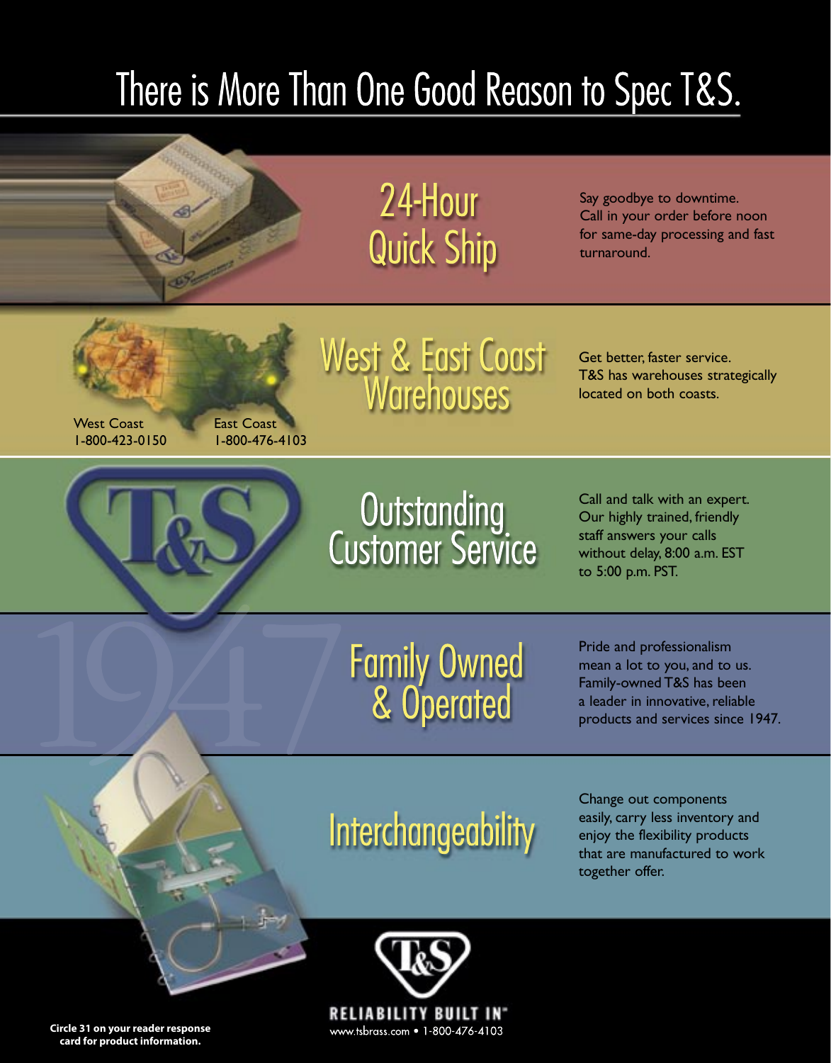# There is More Than One Good Reason to Spec T&S.

## 24-Hour Quick Ship

Say goodbye to downtime. Call in your order before noon for same-day processing and fast turnaround.

## West & East Coast Warehouses

West Coast
1-800-423-0150

East Coast
1-800-476-4103

Get better, faster service. T&S has warehouses strategically located on both coasts.

## Outstanding Customer Service

Call and talk with an expert. Our highly trained, friendly staff answers your calls without delay, 8:00 a.m. EST to 5:00 p.m. PST.

## Family Owned & Operated

1947

Pride and professionalism mean a lot to you, and to us. Family-owned T&S has been a leader in innovative, reliable products and services since 1947.

## Interchangeability

Change out components easily, carry less inventory and enjoy the flexibility products that are manufactured to work together offer.

T&S

RELIABILITY BUILT IN™

www.tsbrass.com • 1-800-476-4103

**Circle 31 on your reader response card for product information.**